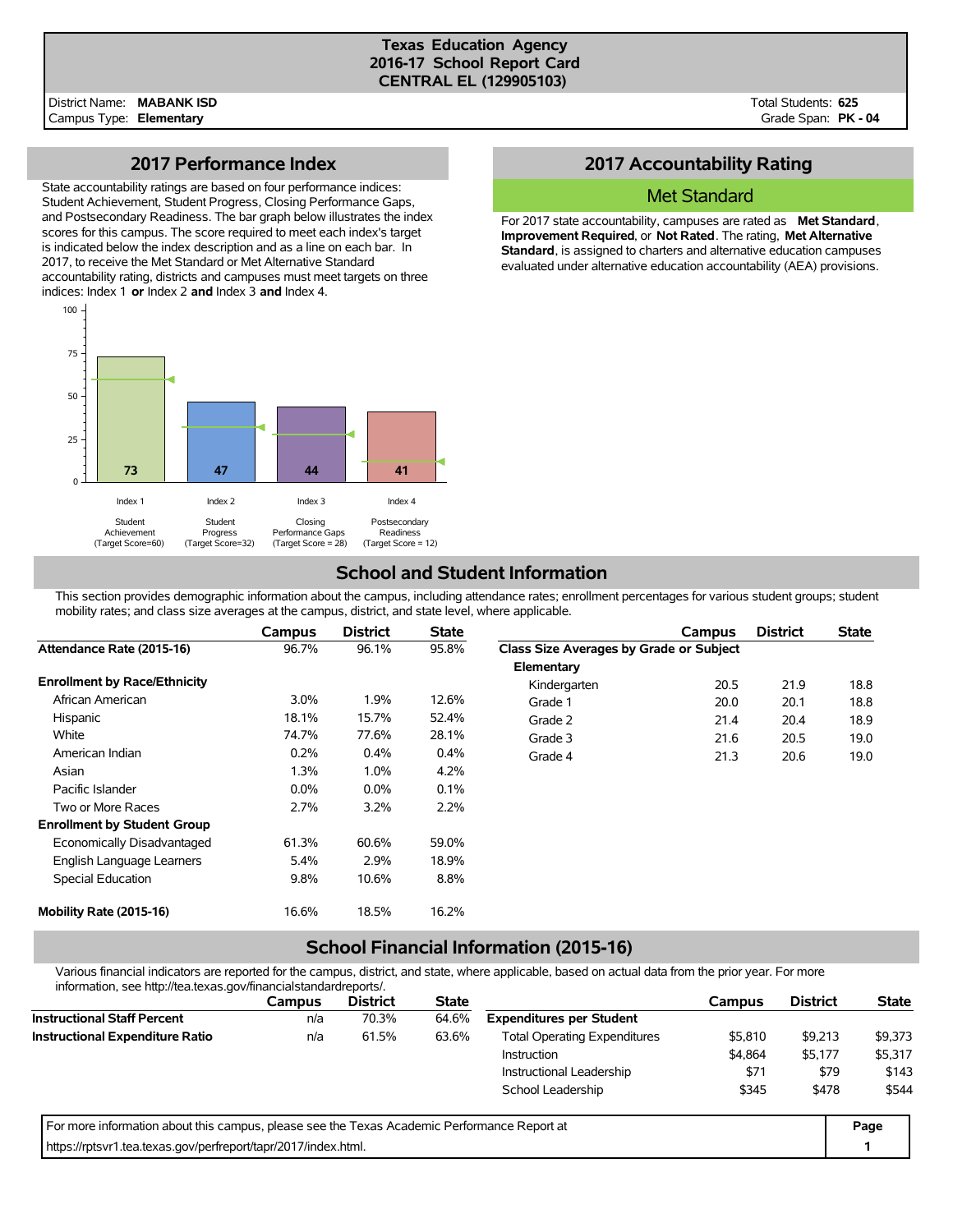# Texas Education Agency
## 2016-17 School Report Card
## CENTRAL EL (129905103)

District Name: **MABANK ISD**
Campus Type: **Elementary**

Total Students: **625**
Grade Span: **PK - 04**

## 2017 Performance Index

State accountability ratings are based on four performance indices: Student Achievement, Student Progress, Closing Performance Gaps, and Postsecondary Readiness. The bar graph below illustrates the index scores for this campus. The score required to meet each index's target is indicated below the index description and as a line on each bar. In 2017, to receive the Met Standard or Met Alternative Standard accountability rating, districts and campuses must meet targets on three indices: Index 1 **or** Index 2 **and** Index 3 **and** Index 4.

| Index | Description | Target Score | Score |
|---|---|---|---|
| Index 1 | Student Achievement | 60 | 73 |
| Index 2 | Student Progress | 32 | 47 |
| Index 3 | Closing Performance Gaps | 28 | 44 |
| Index 4 | Postsecondary Readiness | 12 | 41 |

## 2017 Accountability Rating

**Met Standard**

For 2017 state accountability, campuses are rated as **Met Standard**, **Improvement Required**, or **Not Rated**. The rating, **Met Alternative Standard**, is assigned to charters and alternative education campuses evaluated under alternative education accountability (AEA) provisions.

## School and Student Information

This section provides demographic information about the campus, including attendance rates; enrollment percentages for various student groups; student mobility rates; and class size averages at the campus, district, and state level, where applicable.

| | Campus | District | State |
|---|---|---|---|
| **Attendance Rate (2015-16)** | 96.7% | 96.1% | 95.8% |
| **Enrollment by Race/Ethnicity** | | | |
| African American | 3.0% | 1.9% | 12.6% |
| Hispanic | 18.1% | 15.7% | 52.4% |
| White | 74.7% | 77.6% | 28.1% |
| American Indian | 0.2% | 0.4% | 0.4% |
| Asian | 1.3% | 1.0% | 4.2% |
| Pacific Islander | 0.0% | 0.0% | 0.1% |
| Two or More Races | 2.7% | 3.2% | 2.2% |
| **Enrollment by Student Group** | | | |
| Economically Disadvantaged | 61.3% | 60.6% | 59.0% |
| English Language Learners | 5.4% | 2.9% | 18.9% |
| Special Education | 9.8% | 10.6% | 8.8% |
| **Mobility Rate (2015-16)** | 16.6% | 18.5% | 16.2% |

| | Campus | District | State |
|---|---|---|---|
| **Class Size Averages by Grade or Subject** | | | |
| **Elementary** | | | |
| Kindergarten | 20.5 | 21.9 | 18.8 |
| Grade 1 | 20.0 | 20.1 | 18.8 |
| Grade 2 | 21.4 | 20.4 | 18.9 |
| Grade 3 | 21.6 | 20.5 | 19.0 |
| Grade 4 | 21.3 | 20.6 | 19.0 |

## School Financial Information (2015-16)

Various financial indicators are reported for the campus, district, and state, where applicable, based on actual data from the prior year. For more information, see http://tea.texas.gov/financialstandardreports/.

| | Campus | District | State |
|---|---|---|---|
| **Instructional Staff Percent** | n/a | 70.3% | 64.6% |
| **Instructional Expenditure Ratio** | n/a | 61.5% | 63.6% |

| | Campus | District | State |
|---|---|---|---|
| **Expenditures per Student** | | | |
| Total Operating Expenditures | $5,810 | $9,213 | $9,373 |
| Instruction | $4,864 | $5,177 | $5,317 |
| Instructional Leadership | $71 | $79 | $143 |
| School Leadership | $345 | $478 | $544 |

For more information about this campus, please see the Texas Academic Performance Report at https://rptsvr1.tea.texas.gov/perfreport/tapr/2017/index.html.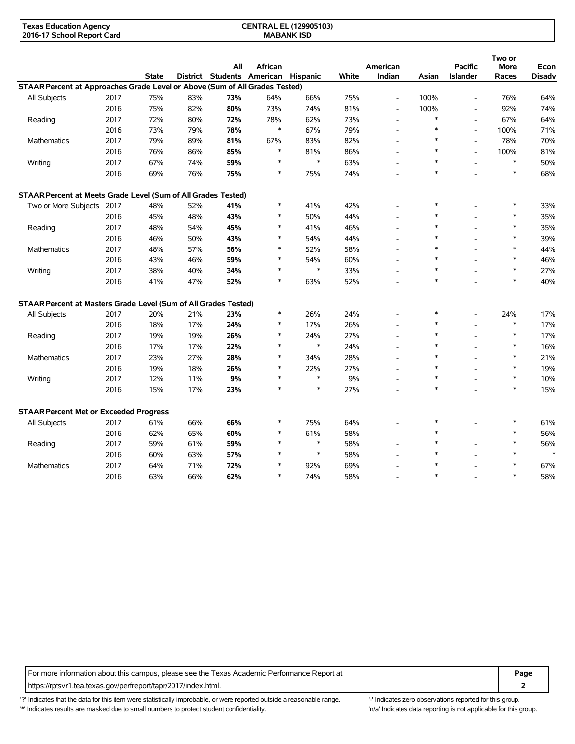Texas Education Agency
2016-17 School Report Card

CENTRAL EL (129905103)
MABANK ISD

| | | State | District | All Students | African American | Hispanic | White | American Indian | Asian | Pacific Islander | Two or More Races | Econ Disadv |
|---|---|---|---|---|---|---|---|---|---|---|---|---|
| **STAAR Percent at Approaches Grade Level or Above (Sum of All Grades Tested)** | | | | | | | | | | | | |
| All Subjects | 2017 | 75% | 83% | **73%** | 64% | 66% | 75% | - | 100% | - | 76% | 64% |
| | 2016 | 75% | 82% | **80%** | 73% | 74% | 81% | - | 100% | - | 92% | 74% |
| Reading | 2017 | 72% | 80% | **72%** | 78% | 62% | 73% | - | * | - | 67% | 64% |
| | 2016 | 73% | 79% | **78%** | * | 67% | 79% | - | * | - | 100% | 71% |
| Mathematics | 2017 | 79% | 89% | **81%** | 67% | 83% | 82% | - | * | - | 78% | 70% |
| | 2016 | 76% | 86% | **85%** | * | 81% | 86% | - | * | - | 100% | 81% |
| Writing | 2017 | 67% | 74% | **59%** | * | * | 63% | - | * | - | * | 50% |
| | 2016 | 69% | 76% | **75%** | * | 75% | 74% | - | * | - | * | 68% |
| **STAAR Percent at Meets Grade Level (Sum of All Grades Tested)** | | | | | | | | | | | | |
| Two or More Subjects | 2017 | 48% | 52% | **41%** | * | 41% | 42% | - | * | - | * | 33% |
| | 2016 | 45% | 48% | **43%** | * | 50% | 44% | - | * | - | * | 35% |
| Reading | 2017 | 48% | 54% | **45%** | * | 41% | 46% | - | * | - | * | 35% |
| | 2016 | 46% | 50% | **43%** | * | 54% | 44% | - | * | - | * | 39% |
| Mathematics | 2017 | 48% | 57% | **56%** | * | 52% | 58% | - | * | - | * | 44% |
| | 2016 | 43% | 46% | **59%** | * | 54% | 60% | - | * | - | * | 46% |
| Writing | 2017 | 38% | 40% | **34%** | * | * | 33% | - | * | - | * | 27% |
| | 2016 | 41% | 47% | **52%** | * | 63% | 52% | - | * | - | * | 40% |
| **STAAR Percent at Masters Grade Level (Sum of All Grades Tested)** | | | | | | | | | | | | |
| All Subjects | 2017 | 20% | 21% | **23%** | * | 26% | 24% | - | * | - | 24% | 17% |
| | 2016 | 18% | 17% | **24%** | * | 17% | 26% | - | * | - | * | 17% |
| Reading | 2017 | 19% | 19% | **26%** | * | 24% | 27% | - | * | - | * | 17% |
| | 2016 | 17% | 17% | **22%** | * | * | 24% | - | * | - | * | 16% |
| Mathematics | 2017 | 23% | 27% | **28%** | * | 34% | 28% | - | * | - | * | 21% |
| | 2016 | 19% | 18% | **26%** | * | 22% | 27% | - | * | - | * | 19% |
| Writing | 2017 | 12% | 11% | **9%** | * | * | 9% | - | * | - | * | 10% |
| | 2016 | 15% | 17% | **23%** | * | * | 27% | - | * | - | * | 15% |
| **STAAR Percent Met or Exceeded Progress** | | | | | | | | | | | | |
| All Subjects | 2017 | 61% | 66% | **66%** | * | 75% | 64% | - | * | - | * | 61% |
| | 2016 | 62% | 65% | **60%** | * | 61% | 58% | - | * | - | * | 56% |
| Reading | 2017 | 59% | 61% | **59%** | * | * | 58% | - | * | - | * | 56% |
| | 2016 | 60% | 63% | **57%** | * | * | 58% | - | * | - | * | * |
| Mathematics | 2017 | 64% | 71% | **72%** | * | 92% | 69% | - | * | - | * | 67% |
| | 2016 | 63% | 66% | **62%** | * | 74% | 58% | - | * | - | * | 58% |

For more information about this campus, please see the Texas Academic Performance Report at https://rptsvr1.tea.texas.gov/perfreport/tapr/2017/index.html.

'?' Indicates that the data for this item were statistically improbable, or were reported outside a reasonable range.
'*' Indicates results are masked due to small numbers to protect student confidentiality.
'-' Indicates zero observations reported for this group.
'n/a' Indicates data reporting is not applicable for this group.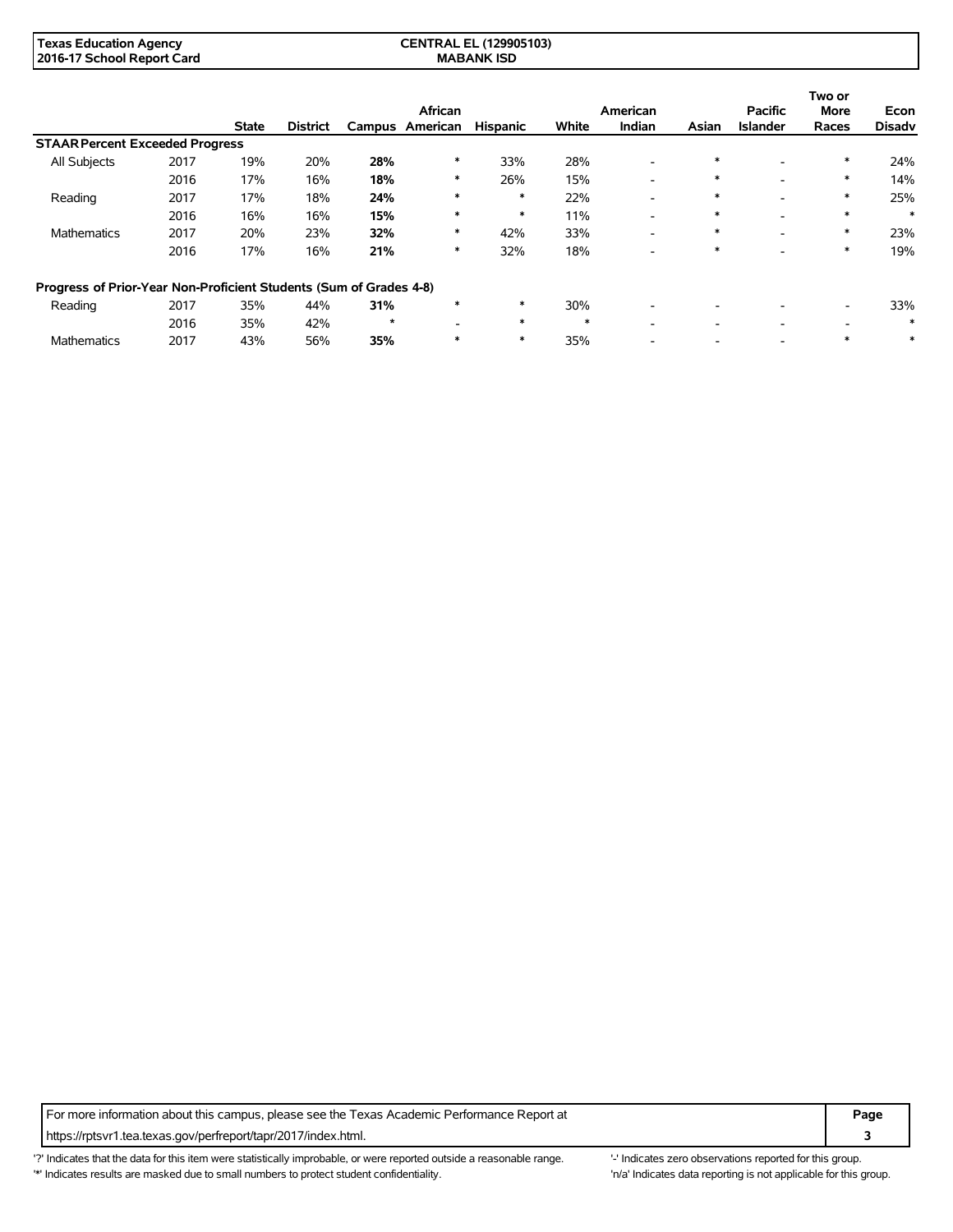| | | State | District | Campus | African American | Hispanic | White | American Indian | Asian | Pacific Islander | Two or More Races | Econ Disadv |
|---|---|---|---|---|---|---|---|---|---|---|---|---|
| **STAAR Percent Exceeded Progress** | | | | | | | | | | | | |
| All Subjects | 2017 | 19% | 20% | **28%** | * | 33% | 28% | - | * | - | * | 24% |
| | 2016 | 17% | 16% | **18%** | * | 26% | 15% | - | * | - | * | 14% |
| Reading | 2017 | 17% | 18% | **24%** | * | * | 22% | - | * | - | * | 25% |
| | 2016 | 16% | 16% | **15%** | * | * | 11% | - | * | - | * | * |
| Mathematics | 2017 | 20% | 23% | **32%** | * | 42% | 33% | - | * | - | * | 23% |
| | 2016 | 17% | 16% | **21%** | * | 32% | 18% | - | * | - | * | 19% |
| **Progress of Prior-Year Non-Proficient Students (Sum of Grades 4-8)** | | | | | | | | | | | | |
| Reading | 2017 | 35% | 44% | **31%** | * | * | 30% | - | - | - | - | 33% |
| | 2016 | 35% | 42% | * | - | * | * | - | - | - | - | * |
| Mathematics | 2017 | 43% | 56% | **35%** | * | * | 35% | - | - | - | * | * |

For more information about this campus, please see the Texas Academic Performance Report at https://rptsvr1.tea.texas.gov/perfreport/tapr/2017/index.html.

'?' Indicates that the data for this item were statistically improbable, or were reported outside a reasonable range.
'*' Indicates results are masked due to small numbers to protect student confidentiality.
'-' Indicates zero observations reported for this group.
'n/a' Indicates data reporting is not applicable for this group.